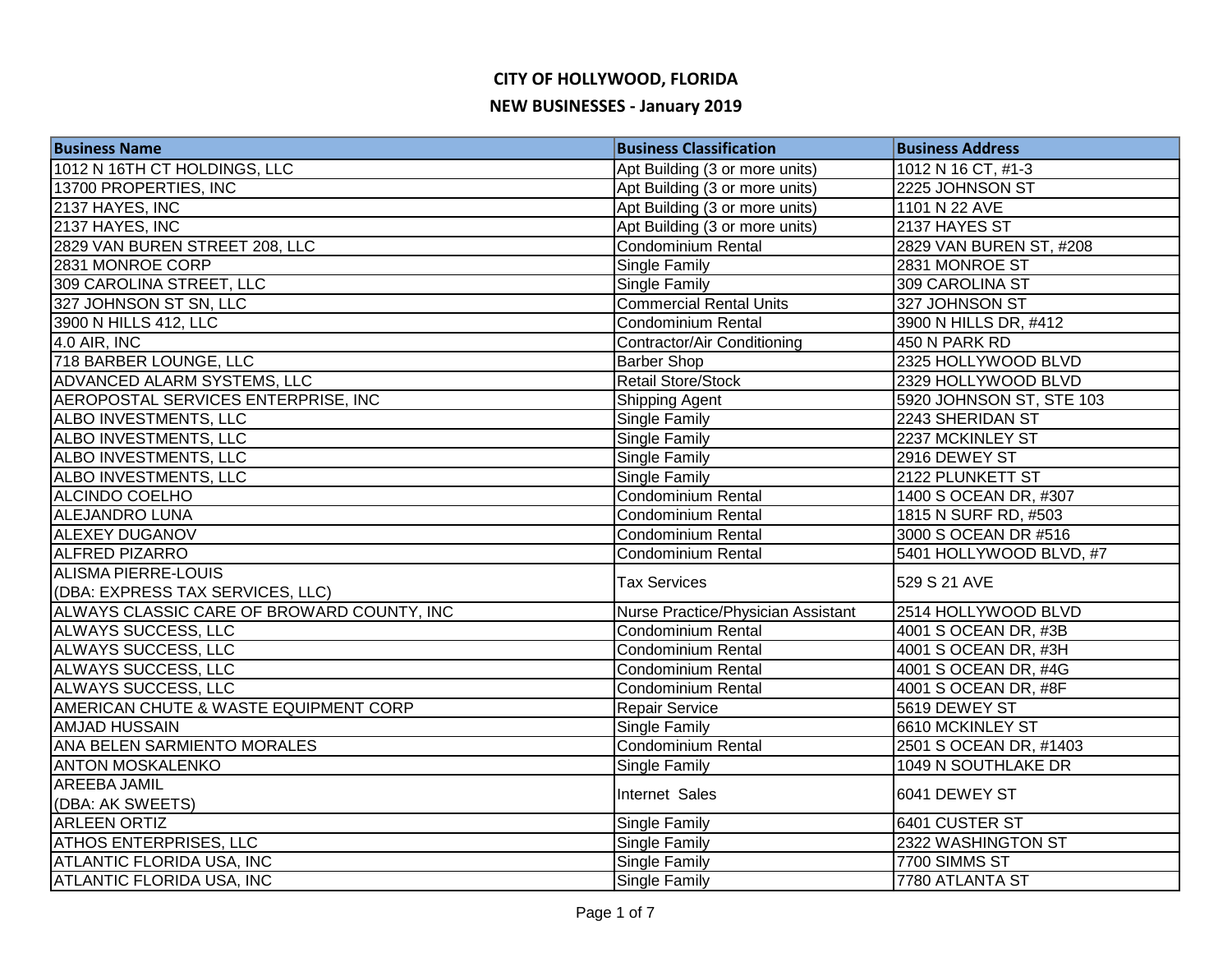# CITY OF HOLLYWOOD, FLORIDA

## NEW BUSINESSES - January 2019

| Business Name | Business Classification | Business Address |
|---|---|---|
| 1012 N 16TH CT HOLDINGS, LLC | Apt Building (3 or more units) | 1012 N 16 CT, #1-3 |
| 13700 PROPERTIES, INC | Apt Building (3 or more units) | 2225 JOHNSON ST |
| 2137 HAYES, INC | Apt Building (3 or more units) | 1101 N 22 AVE |
| 2137 HAYES, INC | Apt Building (3 or more units) | 2137 HAYES ST |
| 2829 VAN BUREN STREET 208, LLC | Condominium Rental | 2829 VAN BUREN ST, #208 |
| 2831 MONROE CORP | Single Family | 2831 MONROE ST |
| 309 CAROLINA STREET, LLC | Single Family | 309 CAROLINA ST |
| 327 JOHNSON ST SN, LLC | Commercial Rental Units | 327 JOHNSON ST |
| 3900 N HILLS 412, LLC | Condominium Rental | 3900 N HILLS DR, #412 |
| 4.0 AIR, INC | Contractor/Air Conditioning | 450 N PARK RD |
| 718 BARBER LOUNGE, LLC | Barber Shop | 2325 HOLLYWOOD BLVD |
| ADVANCED ALARM SYSTEMS, LLC | Retail Store/Stock | 2329 HOLLYWOOD BLVD |
| AEROPOSTAL SERVICES ENTERPRISE, INC | Shipping Agent | 5920 JOHNSON ST, STE 103 |
| ALBO INVESTMENTS, LLC | Single Family | 2243 SHERIDAN ST |
| ALBO INVESTMENTS, LLC | Single Family | 2237 MCKINLEY ST |
| ALBO INVESTMENTS, LLC | Single Family | 2916 DEWEY ST |
| ALBO INVESTMENTS, LLC | Single Family | 2122 PLUNKETT ST |
| ALCINDO COELHO | Condominium Rental | 1400 S OCEAN DR, #307 |
| ALEJANDRO LUNA | Condominium Rental | 1815 N SURF RD, #503 |
| ALEXEY DUGANOV | Condominium Rental | 3000 S OCEAN DR #516 |
| ALFRED PIZARRO | Condominium Rental | 5401 HOLLYWOOD BLVD, #7 |
| ALISMA PIERRE-LOUIS (DBA: EXPRESS TAX SERVICES, LLC) | Tax Services | 529 S 21 AVE |
| ALWAYS CLASSIC CARE OF BROWARD COUNTY, INC | Nurse Practice/Physician Assistant | 2514 HOLLYWOOD BLVD |
| ALWAYS SUCCESS, LLC | Condominium Rental | 4001 S OCEAN DR, #3B |
| ALWAYS SUCCESS, LLC | Condominium Rental | 4001 S OCEAN DR, #3H |
| ALWAYS SUCCESS, LLC | Condominium Rental | 4001 S OCEAN DR, #4G |
| ALWAYS SUCCESS, LLC | Condominium Rental | 4001 S OCEAN DR, #8F |
| AMERICAN CHUTE & WASTE EQUIPMENT CORP | Repair Service | 5619 DEWEY ST |
| AMJAD HUSSAIN | Single Family | 6610 MCKINLEY ST |
| ANA BELEN SARMIENTO MORALES | Condominium Rental | 2501 S OCEAN DR, #1403 |
| ANTON MOSKALENKO | Single Family | 1049 N SOUTHLAKE DR |
| AREEBA JAMIL (DBA: AK SWEETS) | Internet Sales | 6041 DEWEY ST |
| ARLEEN ORTIZ | Single Family | 6401 CUSTER ST |
| ATHOS ENTERPRISES, LLC | Single Family | 2322 WASHINGTON ST |
| ATLANTIC FLORIDA USA, INC | Single Family | 7700 SIMMS ST |
| ATLANTIC FLORIDA USA, INC | Single Family | 7780 ATLANTA ST |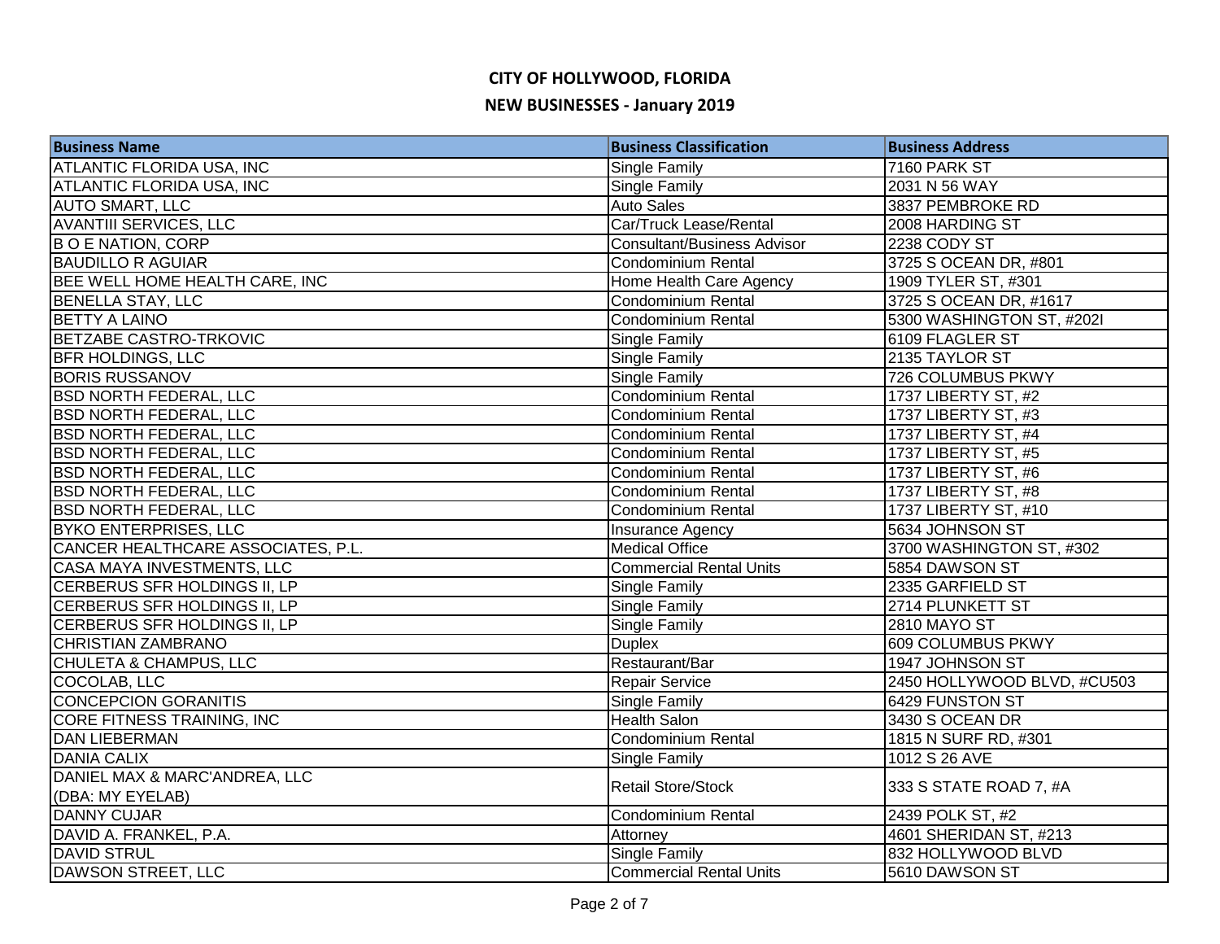# CITY OF HOLLYWOOD, FLORIDA

## NEW BUSINESSES - January 2019

| Business Name | Business Classification | Business Address |
|---|---|---|
| ATLANTIC FLORIDA USA, INC | Single Family | 7160 PARK ST |
| ATLANTIC FLORIDA USA, INC | Single Family | 2031 N 56 WAY |
| AUTO SMART, LLC | Auto Sales | 3837 PEMBROKE RD |
| AVANTIII SERVICES, LLC | Car/Truck Lease/Rental | 2008 HARDING ST |
| B O E NATION, CORP | Consultant/Business Advisor | 2238 CODY ST |
| BAUDILLO R AGUIAR | Condominium Rental | 3725 S OCEAN DR, #801 |
| BEE WELL HOME HEALTH CARE, INC | Home Health Care Agency | 1909 TYLER ST, #301 |
| BENELLA STAY, LLC | Condominium Rental | 3725 S OCEAN DR, #1617 |
| BETTY A LAINO | Condominium Rental | 5300 WASHINGTON ST, #202I |
| BETZABE CASTRO-TRKOVIC | Single Family | 6109 FLAGLER ST |
| BFR HOLDINGS, LLC | Single Family | 2135 TAYLOR ST |
| BORIS RUSSANOV | Single Family | 726 COLUMBUS PKWY |
| BSD NORTH FEDERAL, LLC | Condominium Rental | 1737 LIBERTY ST, #2 |
| BSD NORTH FEDERAL, LLC | Condominium Rental | 1737 LIBERTY ST, #3 |
| BSD NORTH FEDERAL, LLC | Condominium Rental | 1737 LIBERTY ST, #4 |
| BSD NORTH FEDERAL, LLC | Condominium Rental | 1737 LIBERTY ST, #5 |
| BSD NORTH FEDERAL, LLC | Condominium Rental | 1737 LIBERTY ST, #6 |
| BSD NORTH FEDERAL, LLC | Condominium Rental | 1737 LIBERTY ST, #8 |
| BSD NORTH FEDERAL, LLC | Condominium Rental | 1737 LIBERTY ST, #10 |
| BYKO ENTERPRISES, LLC | Insurance Agency | 5634 JOHNSON ST |
| CANCER HEALTHCARE ASSOCIATES, P.L. | Medical Office | 3700 WASHINGTON ST, #302 |
| CASA MAYA INVESTMENTS, LLC | Commercial Rental Units | 5854 DAWSON ST |
| CERBERUS SFR HOLDINGS II, LP | Single Family | 2335 GARFIELD ST |
| CERBERUS SFR HOLDINGS II, LP | Single Family | 2714 PLUNKETT ST |
| CERBERUS SFR HOLDINGS II, LP | Single Family | 2810 MAYO ST |
| CHRISTIAN ZAMBRANO | Duplex | 609 COLUMBUS PKWY |
| CHULETA & CHAMPUS, LLC | Restaurant/Bar | 1947 JOHNSON ST |
| COCOLAB, LLC | Repair Service | 2450 HOLLYWOOD BLVD, #CU503 |
| CONCEPCION GORANITIS | Single Family | 6429 FUNSTON ST |
| CORE FITNESS TRAINING, INC | Health Salon | 3430 S OCEAN DR |
| DAN LIEBERMAN | Condominium Rental | 1815 N SURF RD, #301 |
| DANIA CALIX | Single Family | 1012 S 26 AVE |
| DANIEL MAX & MARC'ANDREA, LLC (DBA: MY EYELAB) | Retail Store/Stock | 333 S STATE ROAD 7, #A |
| DANNY CUJAR | Condominium Rental | 2439 POLK ST, #2 |
| DAVID A. FRANKEL, P.A. | Attorney | 4601 SHERIDAN ST, #213 |
| DAVID STRUL | Single Family | 832 HOLLYWOOD BLVD |
| DAWSON STREET, LLC | Commercial Rental Units | 5610 DAWSON ST |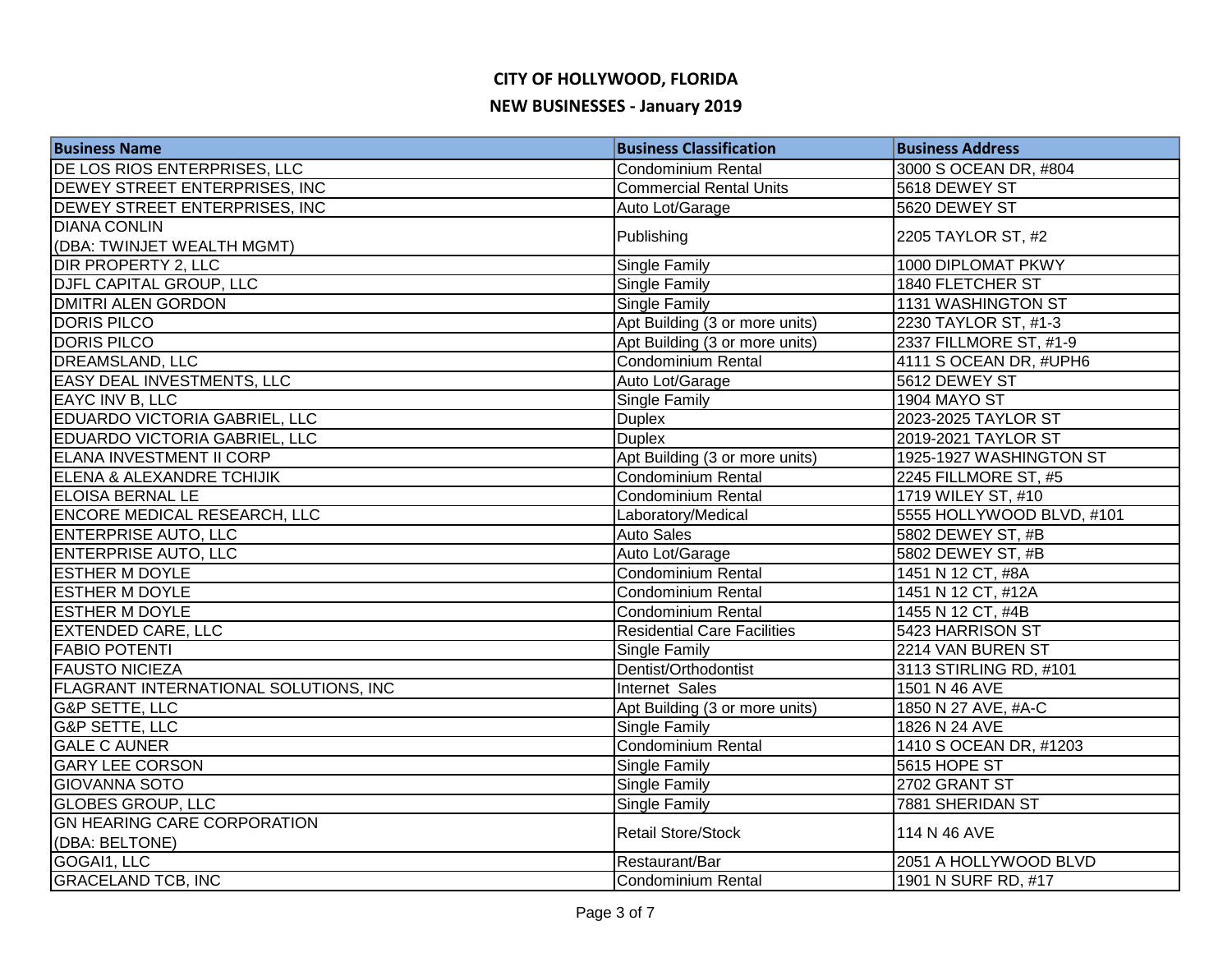# CITY OF HOLLYWOOD, FLORIDA

## NEW BUSINESSES - January 2019

| Business Name | Business Classification | Business Address |
|---|---|---|
| DE LOS RIOS ENTERPRISES, LLC | Condominium Rental | 3000 S OCEAN DR, #804 |
| DEWEY STREET ENTERPRISES, INC | Commercial Rental Units | 5618 DEWEY ST |
| DEWEY STREET ENTERPRISES, INC | Auto Lot/Garage | 5620 DEWEY ST |
| DIANA CONLIN (DBA: TWINJET WEALTH MGMT) | Publishing | 2205 TAYLOR ST, #2 |
| DIR PROPERTY 2, LLC | Single Family | 1000 DIPLOMAT PKWY |
| DJFL CAPITAL GROUP, LLC | Single Family | 1840 FLETCHER ST |
| DMITRI ALEN GORDON | Single Family | 1131 WASHINGTON ST |
| DORIS PILCO | Apt Building (3 or more units) | 2230 TAYLOR ST, #1-3 |
| DORIS PILCO | Apt Building (3 or more units) | 2337 FILLMORE ST, #1-9 |
| DREAMSLAND, LLC | Condominium Rental | 4111 S OCEAN DR, #UPH6 |
| EASY DEAL INVESTMENTS, LLC | Auto Lot/Garage | 5612 DEWEY ST |
| EAYC INV B, LLC | Single Family | 1904 MAYO ST |
| EDUARDO VICTORIA GABRIEL, LLC | Duplex | 2023-2025 TAYLOR ST |
| EDUARDO VICTORIA GABRIEL, LLC | Duplex | 2019-2021 TAYLOR ST |
| ELANA INVESTMENT II CORP | Apt Building (3 or more units) | 1925-1927 WASHINGTON ST |
| ELENA & ALEXANDRE TCHIJIK | Condominium Rental | 2245 FILLMORE ST, #5 |
| ELOISA BERNAL LE | Condominium Rental | 1719 WILEY ST, #10 |
| ENCORE MEDICAL RESEARCH, LLC | Laboratory/Medical | 5555 HOLLYWOOD BLVD, #101 |
| ENTERPRISE AUTO, LLC | Auto Sales | 5802 DEWEY ST, #B |
| ENTERPRISE AUTO, LLC | Auto Lot/Garage | 5802 DEWEY ST, #B |
| ESTHER M DOYLE | Condominium Rental | 1451 N 12 CT, #8A |
| ESTHER M DOYLE | Condominium Rental | 1451 N 12 CT, #12A |
| ESTHER M DOYLE | Condominium Rental | 1455 N 12 CT, #4B |
| EXTENDED CARE, LLC | Residential Care Facilities | 5423 HARRISON ST |
| FABIO POTENTI | Single Family | 2214 VAN BUREN ST |
| FAUSTO NICIEZA | Dentist/Orthodontist | 3113 STIRLING RD, #101 |
| FLAGRANT INTERNATIONAL SOLUTIONS, INC | Internet Sales | 1501 N 46 AVE |
| G&P SETTE, LLC | Apt Building (3 or more units) | 1850 N 27 AVE, #A-C |
| G&P SETTE, LLC | Single Family | 1826 N 24 AVE |
| GALE C AUNER | Condominium Rental | 1410 S OCEAN DR, #1203 |
| GARY LEE CORSON | Single Family | 5615 HOPE ST |
| GIOVANNA SOTO | Single Family | 2702 GRANT ST |
| GLOBES GROUP, LLC | Single Family | 7881 SHERIDAN ST |
| GN HEARING CARE CORPORATION (DBA: BELTONE) | Retail Store/Stock | 114 N 46 AVE |
| GOGAI1, LLC | Restaurant/Bar | 2051 A HOLLYWOOD BLVD |
| GRACELAND TCB, INC | Condominium Rental | 1901 N SURF RD, #17 |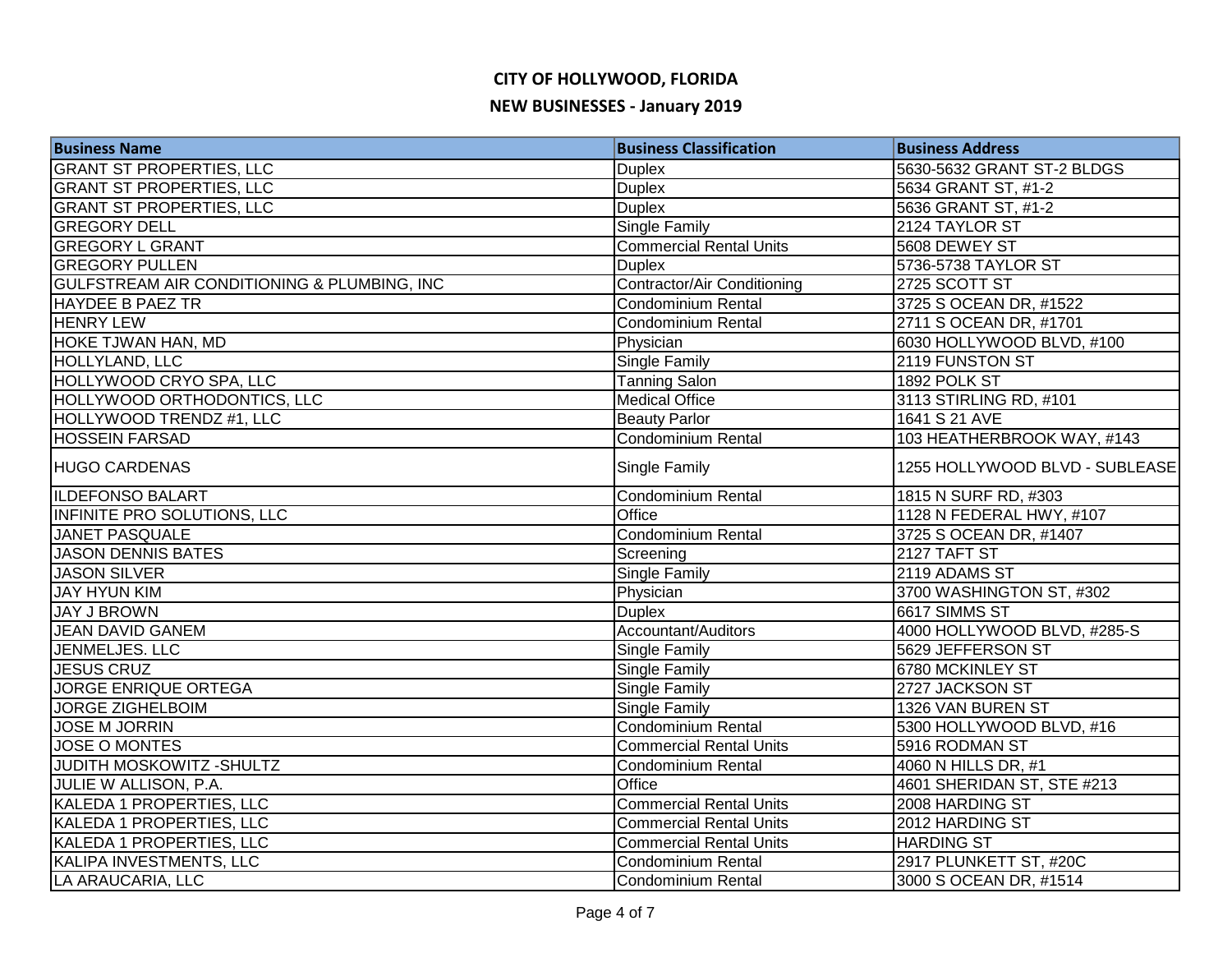# CITY OF HOLLYWOOD, FLORIDA

## NEW BUSINESSES - January 2019

| Business Name | Business Classification | Business Address |
|---|---|---|
| GRANT ST PROPERTIES, LLC | Duplex | 5630-5632 GRANT ST-2 BLDGS |
| GRANT ST PROPERTIES, LLC | Duplex | 5634 GRANT ST, #1-2 |
| GRANT ST PROPERTIES, LLC | Duplex | 5636 GRANT ST, #1-2 |
| GREGORY DELL | Single Family | 2124 TAYLOR ST |
| GREGORY L GRANT | Commercial Rental Units | 5608 DEWEY ST |
| GREGORY PULLEN | Duplex | 5736-5738 TAYLOR ST |
| GULFSTREAM AIR CONDITIONING & PLUMBING, INC | Contractor/Air Conditioning | 2725 SCOTT ST |
| HAYDEE B PAEZ TR | Condominium Rental | 3725 S OCEAN DR, #1522 |
| HENRY LEW | Condominium Rental | 2711 S OCEAN DR, #1701 |
| HOKE TJWAN HAN, MD | Physician | 6030 HOLLYWOOD BLVD, #100 |
| HOLLYLAND, LLC | Single Family | 2119 FUNSTON ST |
| HOLLYWOOD CRYO SPA, LLC | Tanning Salon | 1892 POLK ST |
| HOLLYWOOD ORTHODONTICS, LLC | Medical Office | 3113 STIRLING RD, #101 |
| HOLLYWOOD TRENDZ #1, LLC | Beauty Parlor | 1641 S 21 AVE |
| HOSSEIN FARSAD | Condominium Rental | 103 HEATHERBROOK WAY, #143 |
| HUGO CARDENAS | Single Family | 1255 HOLLYWOOD BLVD - SUBLEASE |
| ILDEFONSO BALART | Condominium Rental | 1815 N SURF RD, #303 |
| INFINITE PRO SOLUTIONS, LLC | Office | 1128 N FEDERAL HWY, #107 |
| JANET PASQUALE | Condominium Rental | 3725 S OCEAN DR, #1407 |
| JASON DENNIS BATES | Screening | 2127 TAFT ST |
| JASON SILVER | Single Family | 2119 ADAMS ST |
| JAY HYUN KIM | Physician | 3700 WASHINGTON ST, #302 |
| JAY J BROWN | Duplex | 6617 SIMMS ST |
| JEAN DAVID GANEM | Accountant/Auditors | 4000 HOLLYWOOD BLVD, #285-S |
| JENMELJES. LLC | Single Family | 5629 JEFFERSON ST |
| JESUS CRUZ | Single Family | 6780 MCKINLEY ST |
| JORGE ENRIQUE ORTEGA | Single Family | 2727 JACKSON ST |
| JORGE ZIGHELBOIM | Single Family | 1326 VAN BUREN ST |
| JOSE M JORRIN | Condominium Rental | 5300 HOLLYWOOD BLVD, #16 |
| JOSE O MONTES | Commercial Rental Units | 5916 RODMAN ST |
| JUDITH MOSKOWITZ -SHULTZ | Condominium Rental | 4060 N HILLS DR, #1 |
| JULIE W ALLISON, P.A. | Office | 4601 SHERIDAN ST, STE #213 |
| KALEDA 1 PROPERTIES, LLC | Commercial Rental Units | 2008 HARDING ST |
| KALEDA 1 PROPERTIES, LLC | Commercial Rental Units | 2012 HARDING ST |
| KALEDA 1 PROPERTIES, LLC | Commercial Rental Units | HARDING ST |
| KALIPA INVESTMENTS, LLC | Condominium Rental | 2917 PLUNKETT ST, #20C |
| LA ARAUCARIA, LLC | Condominium Rental | 3000 S OCEAN DR, #1514 |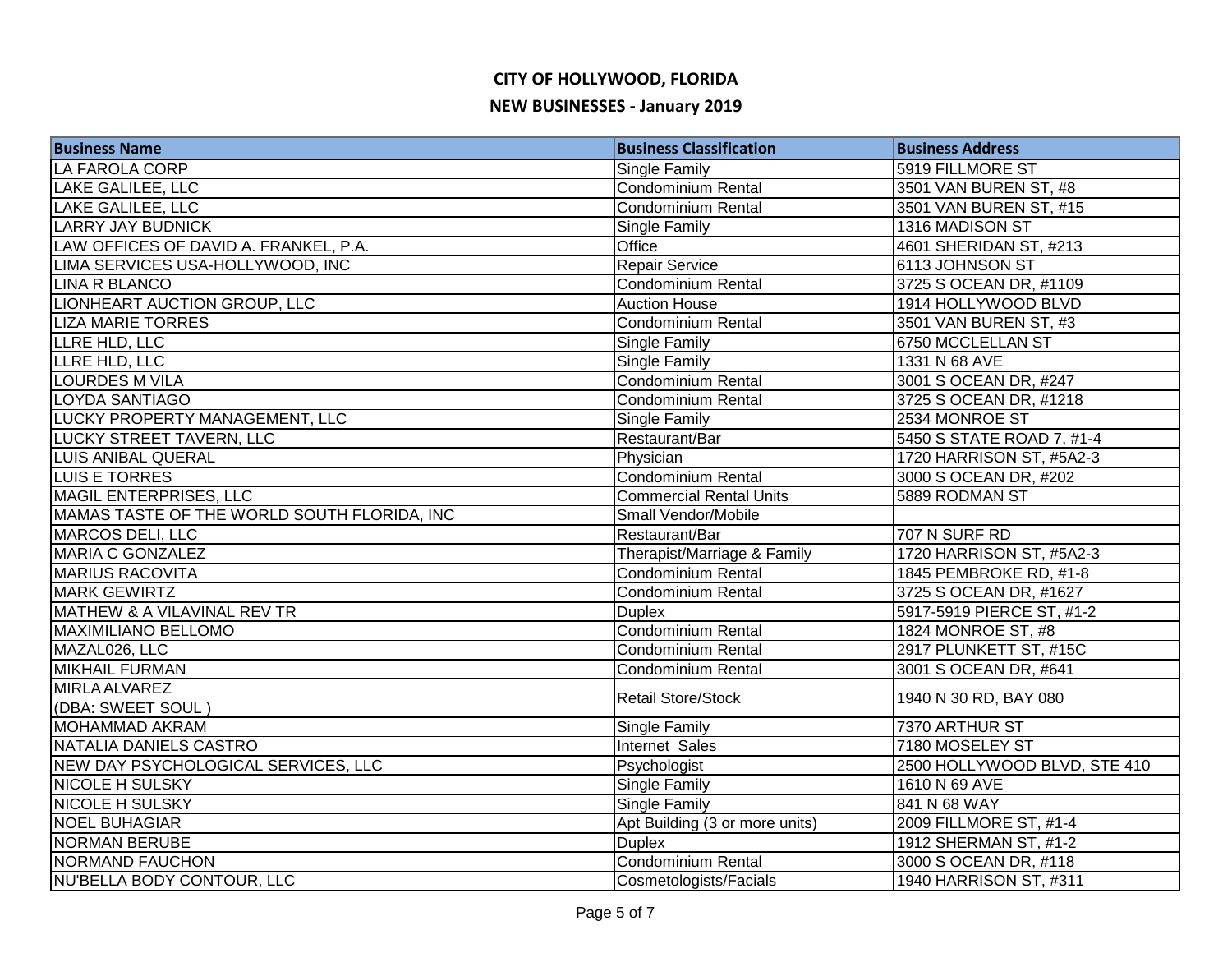# CITY OF HOLLYWOOD, FLORIDA

## NEW BUSINESSES - January 2019

| Business Name | Business Classification | Business Address |
|---|---|---|
| LA FAROLA CORP | Single Family | 5919 FILLMORE ST |
| LAKE GALILEE, LLC | Condominium Rental | 3501 VAN BUREN ST, #8 |
| LAKE GALILEE, LLC | Condominium Rental | 3501 VAN BUREN ST, #15 |
| LARRY JAY BUDNICK | Single Family | 1316 MADISON ST |
| LAW OFFICES OF DAVID A. FRANKEL, P.A. | Office | 4601 SHERIDAN ST, #213 |
| LIMA SERVICES USA-HOLLYWOOD, INC | Repair Service | 6113 JOHNSON ST |
| LINA R BLANCO | Condominium Rental | 3725 S OCEAN DR, #1109 |
| LIONHEART AUCTION GROUP, LLC | Auction House | 1914 HOLLYWOOD BLVD |
| LIZA MARIE TORRES | Condominium Rental | 3501 VAN BUREN ST, #3 |
| LLRE HLD, LLC | Single Family | 6750 MCCLELLAN ST |
| LLRE HLD, LLC | Single Family | 1331 N 68 AVE |
| LOURDES M VILA | Condominium Rental | 3001 S OCEAN DR, #247 |
| LOYDA SANTIAGO | Condominium Rental | 3725 S OCEAN DR, #1218 |
| LUCKY PROPERTY MANAGEMENT, LLC | Single Family | 2534 MONROE ST |
| LUCKY STREET TAVERN, LLC | Restaurant/Bar | 5450 S STATE ROAD 7, #1-4 |
| LUIS ANIBAL QUERAL | Physician | 1720 HARRISON ST, #5A2-3 |
| LUIS E TORRES | Condominium Rental | 3000 S OCEAN DR, #202 |
| MAGIL ENTERPRISES, LLC | Commercial Rental Units | 5889 RODMAN ST |
| MAMAS TASTE OF THE WORLD SOUTH FLORIDA, INC | Small Vendor/Mobile | |
| MARCOS DELI, LLC | Restaurant/Bar | 707 N SURF RD |
| MARIA C GONZALEZ | Therapist/Marriage & Family | 1720 HARRISON ST, #5A2-3 |
| MARIUS RACOVITA | Condominium Rental | 1845 PEMBROKE RD, #1-8 |
| MARK GEWIRTZ | Condominium Rental | 3725 S OCEAN DR, #1627 |
| MATHEW & A VILAVINAL REV TR | Duplex | 5917-5919 PIERCE ST, #1-2 |
| MAXIMILIANO BELLOMO | Condominium Rental | 1824 MONROE ST, #8 |
| MAZAL026, LLC | Condominium Rental | 2917 PLUNKETT ST, #15C |
| MIKHAIL FURMAN | Condominium Rental | 3001 S OCEAN DR, #641 |
| MIRLA ALVAREZ (DBA: SWEET SOUL ) | Retail Store/Stock | 1940 N 30 RD, BAY 080 |
| MOHAMMAD AKRAM | Single Family | 7370 ARTHUR ST |
| NATALIA DANIELS CASTRO | Internet Sales | 7180 MOSELEY ST |
| NEW DAY PSYCHOLOGICAL SERVICES, LLC | Psychologist | 2500 HOLLYWOOD BLVD, STE 410 |
| NICOLE H SULSKY | Single Family | 1610 N 69 AVE |
| NICOLE H SULSKY | Single Family | 841 N 68 WAY |
| NOEL BUHAGIAR | Apt Building (3 or more units) | 2009 FILLMORE ST, #1-4 |
| NORMAN BERUBE | Duplex | 1912 SHERMAN ST, #1-2 |
| NORMAND FAUCHON | Condominium Rental | 3000 S OCEAN DR, #118 |
| NU'BELLA BODY CONTOUR, LLC | Cosmetologists/Facials | 1940 HARRISON ST, #311 |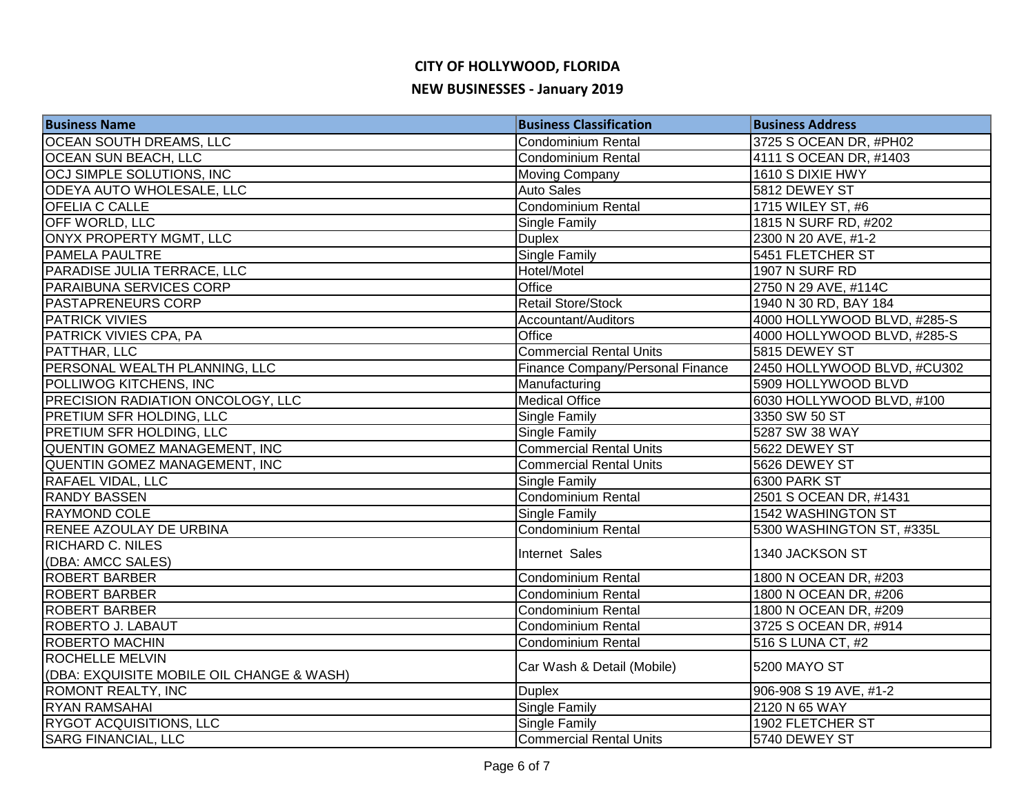# CITY OF HOLLYWOOD, FLORIDA

## NEW BUSINESSES - January 2019

| Business Name | Business Classification | Business Address |
|---|---|---|
| OCEAN SOUTH DREAMS, LLC | Condominium Rental | 3725 S OCEAN DR, #PH02 |
| OCEAN SUN BEACH, LLC | Condominium Rental | 4111 S OCEAN DR, #1403 |
| OCJ SIMPLE SOLUTIONS, INC | Moving Company | 1610 S DIXIE HWY |
| ODEYA AUTO WHOLESALE, LLC | Auto Sales | 5812 DEWEY ST |
| OFELIA C CALLE | Condominium Rental | 1715 WILEY ST, #6 |
| OFF WORLD, LLC | Single Family | 1815 N SURF RD, #202 |
| ONYX PROPERTY MGMT, LLC | Duplex | 2300 N 20 AVE, #1-2 |
| PAMELA PAULTRE | Single Family | 5451 FLETCHER ST |
| PARADISE JULIA TERRACE, LLC | Hotel/Motel | 1907 N SURF RD |
| PARAIBUNA SERVICES CORP | Office | 2750 N 29 AVE, #114C |
| PASTAPRENEURS CORP | Retail Store/Stock | 1940 N 30 RD, BAY 184 |
| PATRICK VIVIES | Accountant/Auditors | 4000 HOLLYWOOD BLVD, #285-S |
| PATRICK VIVIES CPA, PA | Office | 4000 HOLLYWOOD BLVD, #285-S |
| PATTHAR, LLC | Commercial Rental Units | 5815 DEWEY ST |
| PERSONAL WEALTH PLANNING, LLC | Finance Company/Personal Finance | 2450 HOLLYWOOD BLVD, #CU302 |
| POLLIWOG KITCHENS, INC | Manufacturing | 5909 HOLLYWOOD BLVD |
| PRECISION RADIATION ONCOLOGY, LLC | Medical Office | 6030 HOLLYWOOD BLVD, #100 |
| PRETIUM SFR HOLDING, LLC | Single Family | 3350 SW 50 ST |
| PRETIUM SFR HOLDING, LLC | Single Family | 5287 SW 38 WAY |
| QUENTIN GOMEZ MANAGEMENT, INC | Commercial Rental Units | 5622 DEWEY ST |
| QUENTIN GOMEZ MANAGEMENT, INC | Commercial Rental Units | 5626 DEWEY ST |
| RAFAEL VIDAL, LLC | Single Family | 6300 PARK ST |
| RANDY BASSEN | Condominium Rental | 2501 S OCEAN DR, #1431 |
| RAYMOND COLE | Single Family | 1542 WASHINGTON ST |
| RENEE AZOULAY DE URBINA | Condominium Rental | 5300 WASHINGTON ST, #335L |
| RICHARD C. NILES (DBA: AMCC SALES) | Internet Sales | 1340 JACKSON ST |
| ROBERT BARBER | Condominium Rental | 1800 N OCEAN DR, #203 |
| ROBERT BARBER | Condominium Rental | 1800 N OCEAN DR, #206 |
| ROBERT BARBER | Condominium Rental | 1800 N OCEAN DR, #209 |
| ROBERTO J. LABAUT | Condominium Rental | 3725 S OCEAN DR, #914 |
| ROBERTO MACHIN | Condominium Rental | 516 S LUNA CT, #2 |
| ROCHELLE MELVIN (DBA: EXQUISITE MOBILE OIL CHANGE & WASH) | Car Wash & Detail (Mobile) | 5200 MAYO ST |
| ROMONT REALTY, INC | Duplex | 906-908 S 19 AVE, #1-2 |
| RYAN RAMSAHAI | Single Family | 2120 N 65 WAY |
| RYGOT ACQUISITIONS, LLC | Single Family | 1902 FLETCHER ST |
| SARG FINANCIAL, LLC | Commercial Rental Units | 5740 DEWEY ST |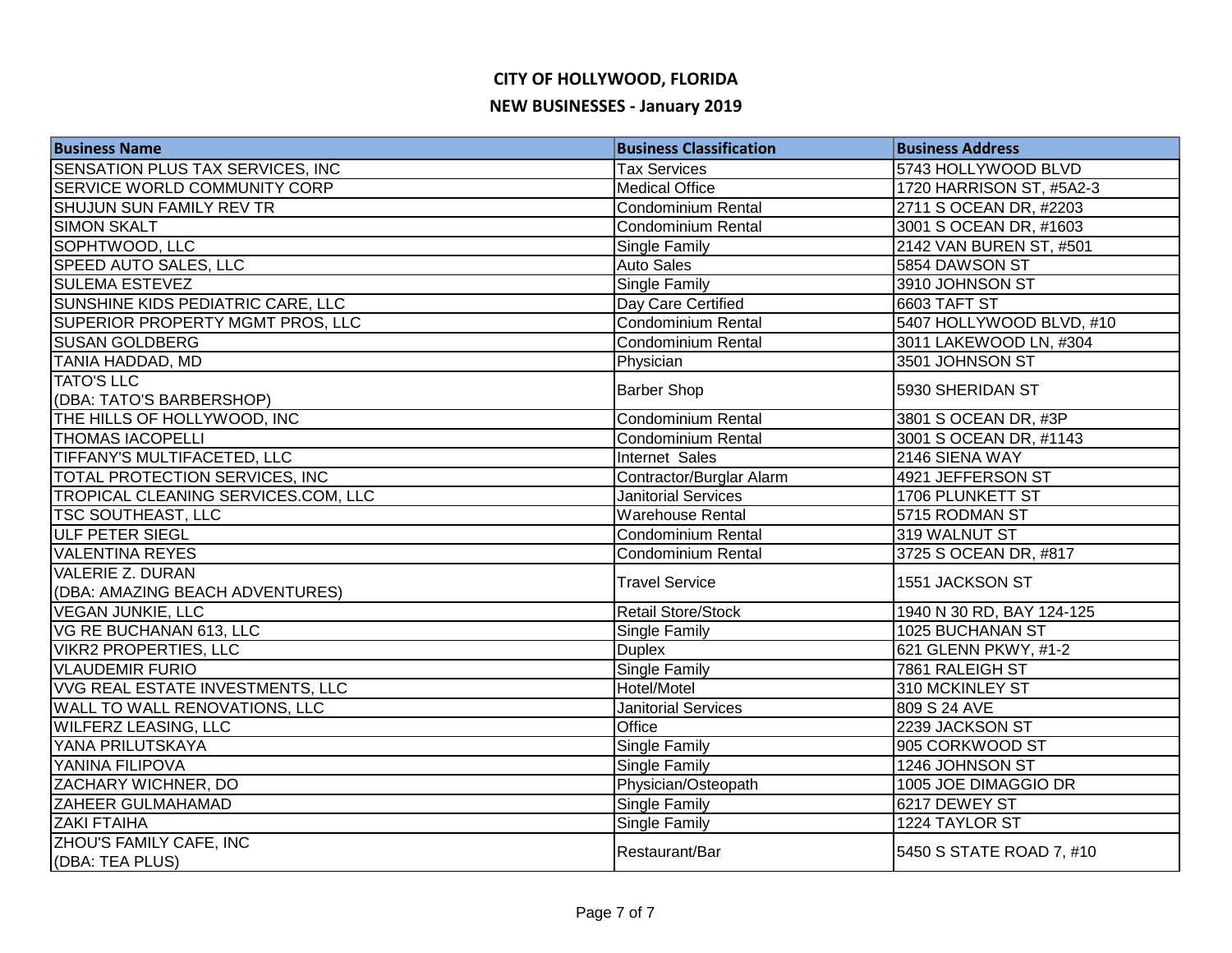# CITY OF HOLLYWOOD, FLORIDA

## NEW BUSINESSES - January 2019

| Business Name | Business Classification | Business Address |
|---|---|---|
| SENSATION PLUS TAX SERVICES, INC | Tax Services | 5743 HOLLYWOOD BLVD |
| SERVICE WORLD COMMUNITY CORP | Medical Office | 1720 HARRISON ST, #5A2-3 |
| SHUJUN SUN FAMILY REV TR | Condominium Rental | 2711 S OCEAN DR, #2203 |
| SIMON SKALT | Condominium Rental | 3001 S OCEAN DR, #1603 |
| SOPHTWOOD, LLC | Single Family | 2142 VAN BUREN ST, #501 |
| SPEED AUTO SALES, LLC | Auto Sales | 5854 DAWSON ST |
| SULEMA ESTEVEZ | Single Family | 3910 JOHNSON ST |
| SUNSHINE KIDS PEDIATRIC CARE, LLC | Day Care Certified | 6603 TAFT ST |
| SUPERIOR PROPERTY MGMT PROS, LLC | Condominium Rental | 5407 HOLLYWOOD BLVD, #10 |
| SUSAN GOLDBERG | Condominium Rental | 3011 LAKEWOOD LN, #304 |
| TANIA HADDAD, MD | Physician | 3501 JOHNSON ST |
| TATO'S LLC (DBA: TATO'S BARBERSHOP) | Barber Shop | 5930 SHERIDAN ST |
| THE HILLS OF HOLLYWOOD, INC | Condominium Rental | 3801 S OCEAN DR, #3P |
| THOMAS IACOPELLI | Condominium Rental | 3001 S OCEAN DR, #1143 |
| TIFFANY'S MULTIFACETED, LLC | Internet Sales | 2146 SIENA WAY |
| TOTAL PROTECTION SERVICES, INC | Contractor/Burglar Alarm | 4921 JEFFERSON ST |
| TROPICAL CLEANING SERVICES.COM, LLC | Janitorial Services | 1706 PLUNKETT ST |
| TSC SOUTHEAST, LLC | Warehouse Rental | 5715 RODMAN ST |
| ULF PETER SIEGL | Condominium Rental | 319 WALNUT ST |
| VALENTINA REYES | Condominium Rental | 3725 S OCEAN DR, #817 |
| VALERIE Z. DURAN (DBA: AMAZING BEACH ADVENTURES) | Travel Service | 1551 JACKSON ST |
| VEGAN JUNKIE, LLC | Retail Store/Stock | 1940 N 30 RD, BAY 124-125 |
| VG RE BUCHANAN 613, LLC | Single Family | 1025 BUCHANAN ST |
| VIKR2 PROPERTIES, LLC | Duplex | 621 GLENN PKWY, #1-2 |
| VLAUDEMIR FURIO | Single Family | 7861 RALEIGH ST |
| VVG REAL ESTATE INVESTMENTS, LLC | Hotel/Motel | 310 MCKINLEY ST |
| WALL TO WALL RENOVATIONS, LLC | Janitorial Services | 809 S 24 AVE |
| WILFERZ LEASING, LLC | Office | 2239 JACKSON ST |
| YANA PRILUTSKAYA | Single Family | 905 CORKWOOD ST |
| YANINA FILIPOVA | Single Family | 1246 JOHNSON ST |
| ZACHARY WICHNER, DO | Physician/Osteopath | 1005 JOE DIMAGGIO DR |
| ZAHEER GULMAHAMAD | Single Family | 6217 DEWEY ST |
| ZAKI FTAIHA | Single Family | 1224 TAYLOR ST |
| ZHOU'S FAMILY CAFE, INC (DBA: TEA PLUS) | Restaurant/Bar | 5450 S STATE ROAD 7, #10 |